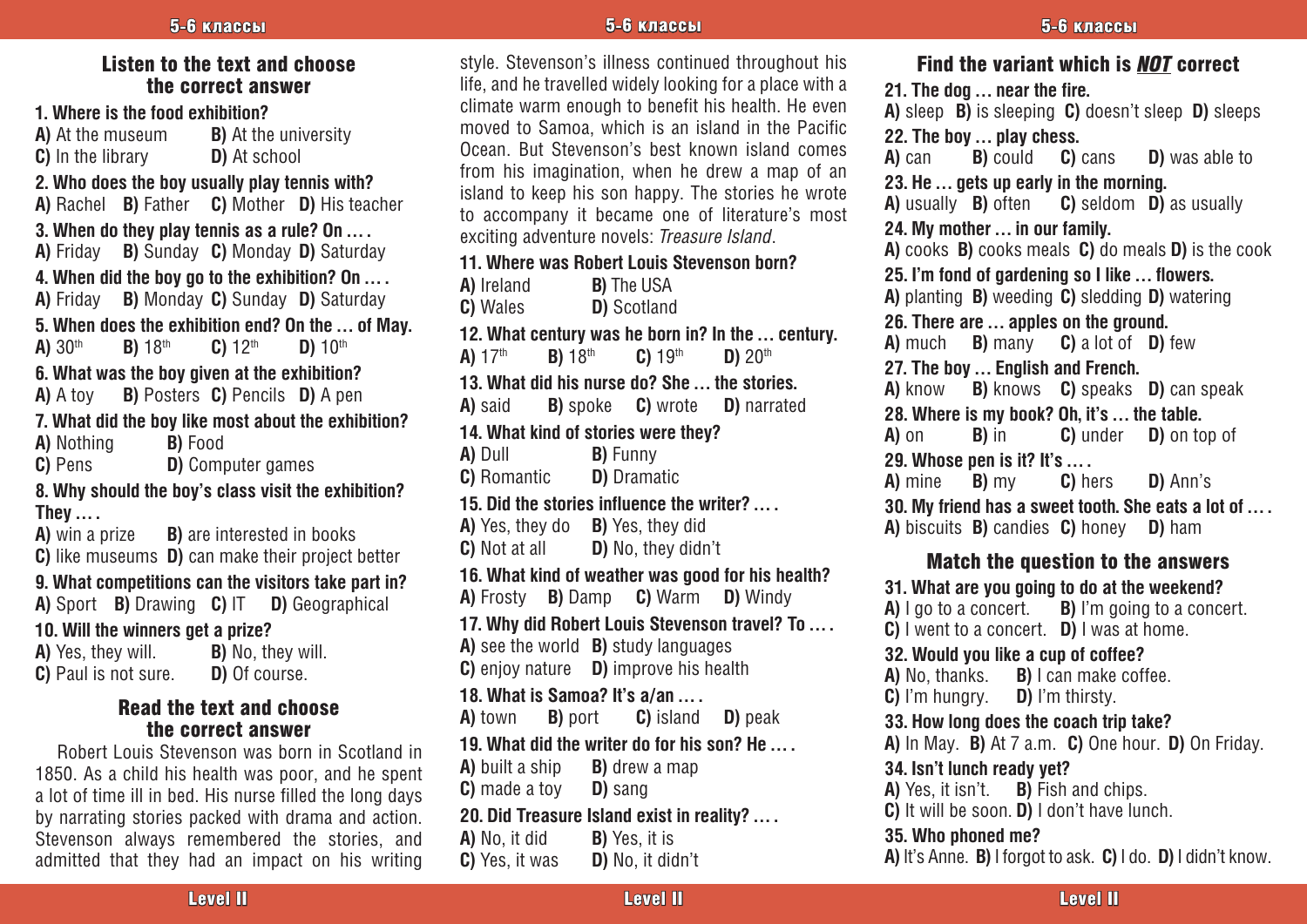## Listen to the text and choose the correct answer

**1. Where is the food exhibition?**
**A)** At the museum **B)** At the university
**C)** In the library **D)** At school

**2. Who does the boy usually play tennis with?**
**A)** Rachel **B)** Father **C)** Mother **D)** His teacher

**3. When do they play tennis as a rule? On … .**
**A)** Friday **B)** Sunday **C)** Monday **D)** Saturday

**4. When did the boy go to the exhibition? On … .**
**A)** Friday **B)** Monday **C)** Sunday **D)** Saturday

**5. When does the exhibition end? On the … of May.**
**A)** 30th **B)** 18th **C)** 12th **D)** 10th

**6. What was the boy given at the exhibition?**
**A)** A toy **B)** Posters **C)** Pencils **D)** A pen

**7. What did the boy like most about the exhibition?**
**A)** Nothing **B)** Food
**C)** Pens **D)** Computer games

**8. Why should the boy's class visit the exhibition? They … .**
**A)** win a prize **B)** are interested in books
**C)** like museums **D)** can make their project better

**9. What competitions can the visitors take part in?**
**A)** Sport **B)** Drawing **C)** IT **D)** Geographical

**10. Will the winners get a prize?**
**A)** Yes, they will. **B)** No, they will.
**C)** Paul is not sure. **D)** Of course.

## Read the text and choose the correct answer

Robert Louis Stevenson was born in Scotland in 1850. As a child his health was poor, and he spent a lot of time ill in bed. His nurse filled the long days by narrating stories packed with drama and action. Stevenson always remembered the stories, and admitted that they had an impact on his writing style. Stevenson's illness continued throughout his life, and he travelled widely looking for a place with a climate warm enough to benefit his health. He even moved to Samoa, which is an island in the Pacific Ocean. But Stevenson's best known island comes from his imagination, when he drew a map of an island to keep his son happy. The stories he wrote to accompany it became one of literature's most exciting adventure novels: *Treasure Island*.

**11. Where was Robert Louis Stevenson born?**
**A)** Ireland **B)** The USA
**C)** Wales **D)** Scotland

**12. What century was he born in? In the … century.**
**A)** 17th **B)** 18th **C)** 19th **D)** 20th

**13. What did his nurse do? She … the stories.**
**A)** said **B)** spoke **C)** wrote **D)** narrated

**14. What kind of stories were they?**
**A)** Dull **B)** Funny
**C)** Romantic **D)** Dramatic

**15. Did the stories influence the writer? … .**
**A)** Yes, they do **B)** Yes, they did
**C)** Not at all **D)** No, they didn't

**16. What kind of weather was good for his health?**
**A)** Frosty **B)** Damp **C)** Warm **D)** Windy

**17. Why did Robert Louis Stevenson travel? To … .**
**A)** see the world **B)** study languages
**C)** enjoy nature **D)** improve his health

**18. What is Samoa? It's a/an … .**
**A)** town **B)** port **C)** island **D)** peak

**19. What did the writer do for his son? He … .**
**A)** built a ship **B)** drew a map
**C)** made a toy **D)** sang

**20. Did Treasure Island exist in reality? … .**
**A)** No, it did **B)** Yes, it is
**C)** Yes, it was **D)** No, it didn't

## Find the variant which is *NOT* correct

**21. The dog … near the fire.**
**A)** sleep **B)** is sleeping **C)** doesn't sleep **D)** sleeps

**22. The boy … play chess.**
**A)** can **B)** could **C)** cans **D)** was able to

**23. He … gets up early in the morning.**
**A)** usually **B)** often **C)** seldom **D)** as usually

**24. My mother … in our family.**
**A)** cooks **B)** cooks meals **C)** do meals **D)** is the cook

**25. I'm fond of gardening so I like … flowers.**
**A)** planting **B)** weeding **C)** sledding **D)** watering

**26. There are … apples on the ground.**
**A)** much **B)** many **C)** a lot of **D)** few

**27. The boy … English and French.**
**A)** know **B)** knows **C)** speaks **D)** can speak

**28. Where is my book? Oh, it's … the table.**
**A)** on **B)** in **C)** under **D)** on top of

**29. Whose pen is it? It's … .**
**A)** mine **B)** my **C)** hers **D)** Ann's

**30. My friend has a sweet tooth. She eats a lot of … .**
**A)** biscuits **B)** candies **C)** honey **D)** ham

## Match the question to the answers

**31. What are you going to do at the weekend?**
**A)** I go to a concert. **B)** I'm going to a concert.
**C)** I went to a concert. **D)** I was at home.

**32. Would you like a cup of coffee?**
**A)** No, thanks. **B)** I can make coffee.
**C)** I'm hungry. **D)** I'm thirsty.

**33. How long does the coach trip take?**
**A)** In May. **B)** At 7 a.m. **C)** One hour. **D)** On Friday.

**34. Isn't lunch ready yet?**
**A)** Yes, it isn't. **B)** Fish and chips.
**C)** It will be soon. **D)** I don't have lunch.

**35. Who phoned me?**
**A)** It's Anne. **B)** I forgot to ask. **C)** I do. **D)** I didn't know.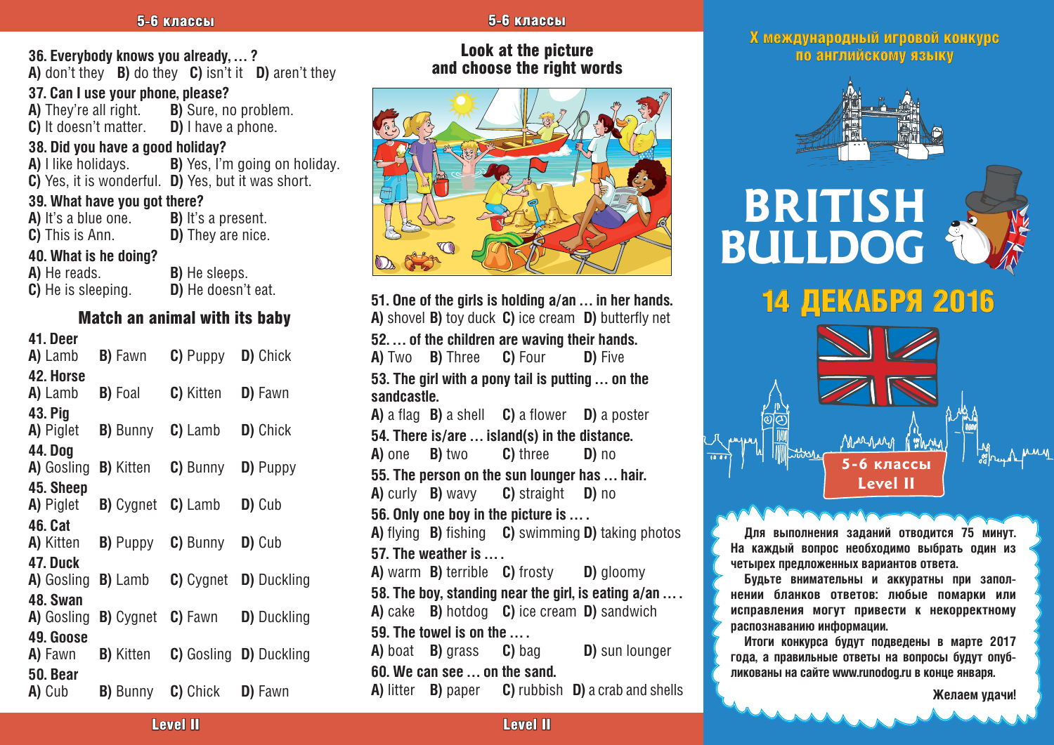36. Everybody knows you already, … ?
A) don't they B) do they C) isn't it D) aren't they

37. Can I use your phone, please?
A) They're all right. B) Sure, no problem.
C) It doesn't matter. D) I have a phone.

38. Did you have a good holiday?
A) I like holidays. B) Yes, I'm going on holiday.
C) Yes, it is wonderful. D) Yes, but it was short.

39. What have you got there?
A) It's a blue one. B) It's a present.
C) This is Ann. D) They are nice.

40. What is he doing?
A) He reads. B) He sleeps.
C) He is sleeping. D) He doesn't eat.

## Match an animal with its baby

41. Deer
A) Lamb B) Fawn C) Puppy D) Chick

42. Horse
A) Lamb B) Foal C) Kitten D) Fawn

43. Pig
A) Piglet B) Bunny C) Lamb D) Chick

44. Dog
A) Gosling B) Kitten C) Bunny D) Puppy

45. Sheep
A) Piglet B) Cygnet C) Lamb D) Cub

46. Cat
A) Kitten B) Puppy C) Bunny D) Cub

47. Duck
A) Gosling B) Lamb C) Cygnet D) Duckling

48. Swan
A) Gosling B) Cygnet C) Fawn D) Duckling

49. Goose
A) Fawn B) Kitten C) Gosling D) Duckling

50. Bear
A) Cub B) Bunny C) Chick D) Fawn

## Look at the picture and choose the right words

51. One of the girls is holding a/an … in her hands.
A) shovel B) toy duck C) ice cream D) butterfly net

52. … of the children are waving their hands.
A) Two B) Three C) Four D) Five

53. The girl with a pony tail is putting … on the sandcastle.
A) a flag B) a shell C) a flower D) a poster

54. There is/are … island(s) in the distance.
A) one B) two C) three D) no

55. The person on the sun lounger has … hair.
A) curly B) wavy C) straight D) no

56. Only one boy in the picture is … .
A) flying B) fishing C) swimming D) taking photos

57. The weather is … .
A) warm B) terrible C) frosty D) gloomy

58. The boy, standing near the girl, is eating a/an … .
A) cake B) hotdog C) ice cream D) sandwich

59. The towel is on the … .
A) boat B) grass C) bag D) sun lounger

60. We can see … on the sand.
A) litter B) paper C) rubbish D) a crab and shells

## X международный игровой конкурс по английскому языку

# BRITISH BULLDOG

## 14 ДЕКАБРЯ 2016

5-6 классы
Level II

**Для выполнения заданий отводится 75 минут. На каждый вопрос необходимо выбрать один из четырех предложенных вариантов ответа.**

**Будьте внимательны и аккуратны при заполнении бланков ответов: любые помарки или исправления могут привести к некорректному распознаванию информации.**

**Итоги конкурса будут подведены в марте 2017 года, а правильные ответы на вопросы будут опубликованы на сайте www.runodog.ru в конце января.**

**Желаем удачи!**